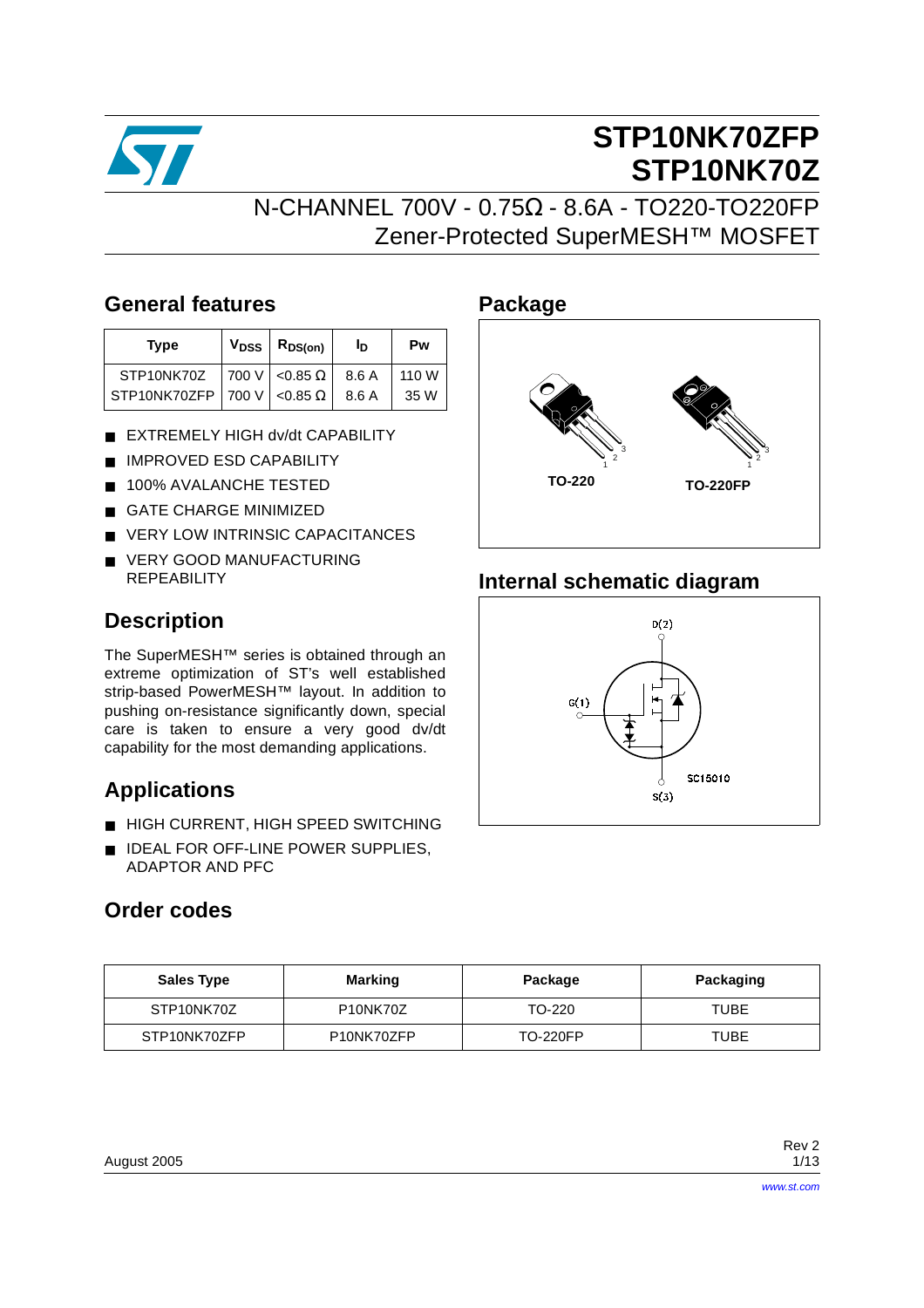# STP10NK70ZFP
# STP10NK70Z

## N-CHANNEL 700V - 0.75Ω - 8.6A - TO220-TO220FP
## Zener-Protected SuperMESH™ MOSFET

## General features

| Type | $V_{DSS}$ | $R_{DS(on)}$ | $I_D$ | Pw |
|---|---|---|---|---|
| STP10NK70Z | 700 V | <0.85 Ω | 8.6 A | 110 W |
| STP10NK70ZFP | 700 V | <0.85 Ω | 8.6 A | 35 W |

- EXTREMELY HIGH dv/dt CAPABILITY
- IMPROVED ESD CAPABILITY
- 100% AVALANCHE TESTED
- GATE CHARGE MINIMIZED
- VERY LOW INTRINSIC CAPACITANCES
- VERY GOOD MANUFACTURING REPEABILITY

## Description

The SuperMESH™ series is obtained through an extreme optimization of ST's well established strip-based PowerMESH™ layout. In addition to pushing on-resistance significantly down, special care is taken to ensure a very good dv/dt capability for the most demanding applications.

## Applications

- HIGH CURRENT, HIGH SPEED SWITCHING
- IDEAL FOR OFF-LINE POWER SUPPLIES, ADAPTOR AND PFC

## Package

TO-220

TO-220FP

## Internal schematic diagram

D(2)

G(1)

S(3)

SC15010

## Order codes

| Sales Type | Marking | Package | Packaging |
|---|---|---|---|
| STP10NK70Z | P10NK70Z | TO-220 | TUBE |
| STP10NK70ZFP | P10NK70ZFP | TO-220FP | TUBE |

August 2005

Rev 2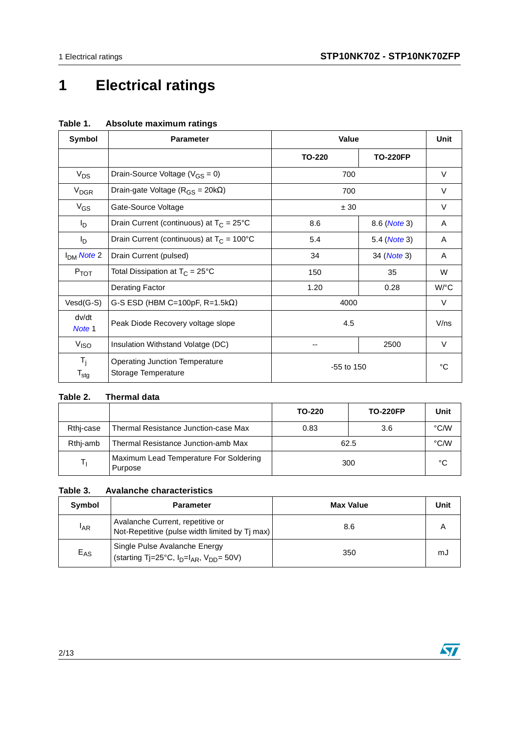# 1 Electrical ratings

**Table 1. Absolute maximum ratings**

| Symbol | Parameter | Value | | Unit |
|---|---|---|---|---|
| | | TO-220 | TO-220FP | |
| $V_{DS}$ | Drain-Source Voltage ($V_{GS}$ = 0) | 700 | | V |
| $V_{DGR}$ | Drain-gate Voltage ($R_{GS}$ = 20kΩ) | 700 | | V |
| $V_{GS}$ | Gate-Source Voltage | ± 30 | | V |
| $I_D$ | Drain Current (continuous) at $T_C$ = 25°C | 8.6 | 8.6 (Note 3) | A |
| $I_D$ | Drain Current (continuous) at $T_C$ = 100°C | 5.4 | 5.4 (Note 3) | A |
| $I_{DM}$ Note 2 | Drain Current (pulsed) | 34 | 34 (Note 3) | A |
| $P_{TOT}$ | Total Dissipation at $T_C$ = 25°C | 150 | 35 | W |
| | Derating Factor | 1.20 | 0.28 | W/°C |
| Vesd(G-S) | G-S ESD (HBM C=100pF, R=1.5kΩ) | 4000 | | V |
| dv/dt Note 1 | Peak Diode Recovery voltage slope | 4.5 | | V/ns |
| $V_{ISO}$ | Insulation Withstand Volatge (DC) | -- | 2500 | V |
| $T_j$ $T_{stg}$ | Operating Junction Temperature Storage Temperature | -55 to 150 | | °C |

**Table 2. Thermal data**

| | | TO-220 | TO-220FP | Unit |
|---|---|---|---|---|
| Rthj-case | Thermal Resistance Junction-case Max | 0.83 | 3.6 | °C/W |
| Rthj-amb | Thermal Resistance Junction-amb Max | 62.5 | | °C/W |
| $T_l$ | Maximum Lead Temperature For Soldering Purpose | 300 | | °C |

**Table 3. Avalanche characteristics**

| Symbol | Parameter | Max Value | Unit |
|---|---|---|---|
| $I_{AR}$ | Avalanche Current, repetitive or Not-Repetitive (pulse width limited by Tj max) | 8.6 | A |
| $E_{AS}$ | Single Pulse Avalanche Energy (starting Tj=25°C, $I_D$=$I_{AR}$, $V_{DD}$= 50V) | 350 | mJ |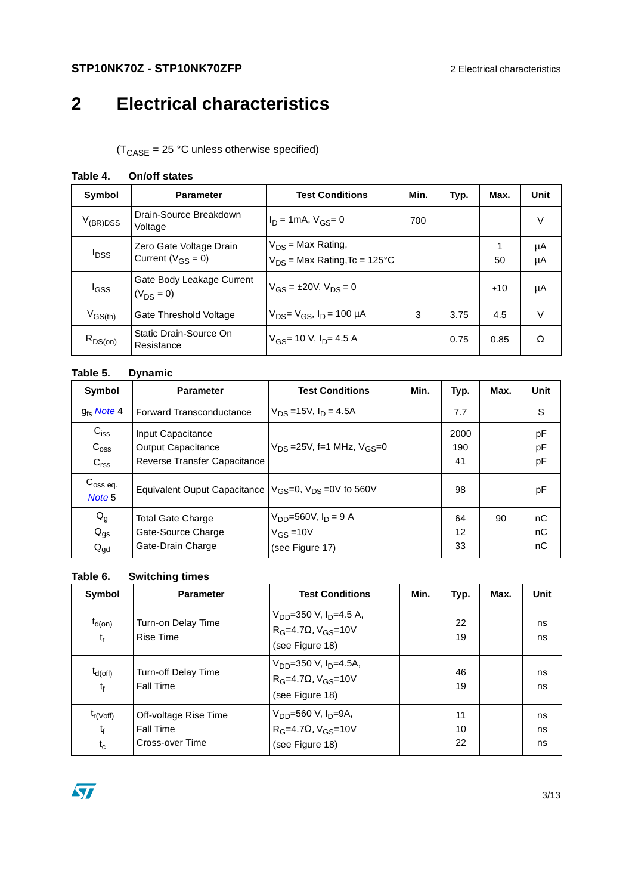# 2 Electrical characteristics

($T_{CASE}$ = 25 °C unless otherwise specified)

**Table 4. On/off states**

| Symbol | Parameter | Test Conditions | Min. | Typ. | Max. | Unit |
|---|---|---|---|---|---|---|
| $V_{(BR)DSS}$ | Drain-Source Breakdown Voltage | $I_D$ = 1mA, $V_{GS}$= 0 | 700 | | | V |
| $I_{DSS}$ | Zero Gate Voltage Drain Current ($V_{GS}$ = 0) | $V_{DS}$ = Max Rating,<br>$V_{DS}$ = Max Rating,Tc = 125°C | | | 1<br>50 | µA<br>µA |
| $I_{GSS}$ | Gate Body Leakage Current ($V_{DS}$ = 0) | $V_{GS}$ = ±20V, $V_{DS}$ = 0 | | | ±10 | µA |
| $V_{GS(th)}$ | Gate Threshold Voltage | $V_{DS}$= $V_{GS}$, $I_D$ = 100 µA | 3 | 3.75 | 4.5 | V |
| $R_{DS(on)}$ | Static Drain-Source On Resistance | $V_{GS}$= 10 V, $I_D$= 4.5 A | | 0.75 | 0.85 | Ω |

**Table 5. Dynamic**

| Symbol | Parameter | Test Conditions | Min. | Typ. | Max. | Unit |
|---|---|---|---|---|---|---|
| $g_{fs}$ Note 4 | Forward Transconductance | $V_{DS}$ =15V, $I_D$ = 4.5A | | 7.7 | | S |
| $C_{iss}$<br>$C_{oss}$<br>$C_{rss}$ | Input Capacitance<br>Output Capacitance<br>Reverse Transfer Capacitance | $V_{DS}$ =25V, f=1 MHz, $V_{GS}$=0 | | 2000<br>190<br>41 | | pF<br>pF<br>pF |
| $C_{oss\ eq.}$ Note 5 | Equivalent Ouput Capacitance | $V_{GS}$=0, $V_{DS}$ =0V to 560V | | 98 | | pF |
| $Q_g$<br>$Q_{gs}$<br>$Q_{gd}$ | Total Gate Charge<br>Gate-Source Charge<br>Gate-Drain Charge | $V_{DD}$=560V, $I_D$ = 9 A<br>$V_{GS}$ =10V<br>(see Figure 17) | | 64<br>12<br>33 | 90 | nC<br>nC<br>nC |

**Table 6. Switching times**

| Symbol | Parameter | Test Conditions | Min. | Typ. | Max. | Unit |
|---|---|---|---|---|---|---|
| $t_{d(on)}$<br>$t_r$ | Turn-on Delay Time<br>Rise Time | $V_{DD}$=350 V, $I_D$=4.5 A,<br>$R_G$=4.7Ω, $V_{GS}$=10V<br>(see Figure 18) | | 22<br>19 | | ns<br>ns |
| $t_{d(off)}$<br>$t_f$ | Turn-off Delay Time<br>Fall Time | $V_{DD}$=350 V, $I_D$=4.5A,<br>$R_G$=4.7Ω, $V_{GS}$=10V<br>(see Figure 18) | | 46<br>19 | | ns<br>ns |
| $t_{r(Voff)}$<br>$t_f$<br>$t_c$ | Off-voltage Rise Time<br>Fall Time<br>Cross-over Time | $V_{DD}$=560 V, $I_D$=9A,<br>$R_G$=4.7Ω, $V_{GS}$=10V<br>(see Figure 18) | | 11<br>10<br>22 | | ns<br>ns<br>ns |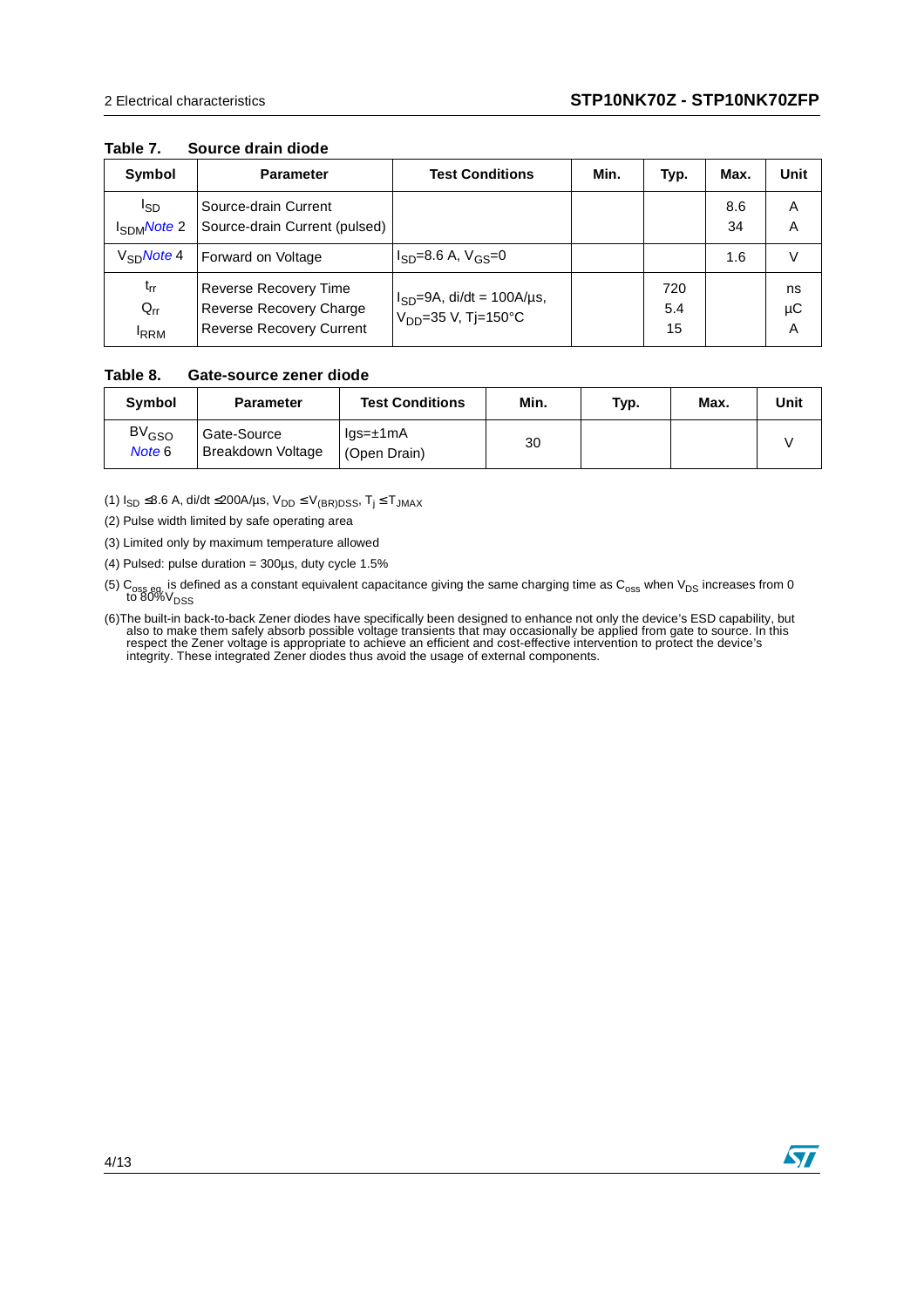**Table 7. Source drain diode**

| Symbol | Parameter | Test Conditions | Min. | Typ. | Max. | Unit |
|---|---|---|---|---|---|---|
| $I_{SD}$<br>$I_{SDM}$ Note 2 | Source-drain Current<br>Source-drain Current (pulsed) | | | | 8.6<br>34 | A<br>A |
| $V_{SD}$ Note 4 | Forward on Voltage | $I_{SD}$=8.6 A, $V_{GS}$=0 | | | 1.6 | V |
| $t_{rr}$<br>$Q_{rr}$<br>$I_{RRM}$ | Reverse Recovery Time<br>Reverse Recovery Charge<br>Reverse Recovery Current | $I_{SD}$=9A, di/dt = 100A/µs,<br>$V_{DD}$=35 V, Tj=150°C | | 720<br>5.4<br>15 | | ns<br>µC<br>A |

**Table 8. Gate-source zener diode**

| Symbol | Parameter | Test Conditions | Min. | Typ. | Max. | Unit |
|---|---|---|---|---|---|---|
| $BV_{GSO}$<br>Note 6 | Gate-Source Breakdown Voltage | Igs=±1mA (Open Drain) | 30 | | | V |

(1) $I_{SD}$ ≤8.6 A, di/dt ≤200A/µs, $V_{DD}$ ≤ $V_{(BR)DSS}$, $T_j$ ≤ $T_{JMAX}$

(2) Pulse width limited by safe operating area

(3) Limited only by maximum temperature allowed

(4) Pulsed: pulse duration = 300µs, duty cycle 1.5%

(5) $C_{oss\ eq.}$ is defined as a constant equivalent capacitance giving the same charging time as $C_{oss}$ when $V_{DS}$ increases from 0 to 80% $V_{DSS}$

(6)The built-in back-to-back Zener diodes have specifically been designed to enhance not only the device's ESD capability, but also to make them safely absorb possible voltage transients that may occasionally be applied from gate to source. In this respect the Zener voltage is appropriate to achieve an efficient and cost-effective intervention to protect the device's integrity. These integrated Zener diodes thus avoid the usage of external components.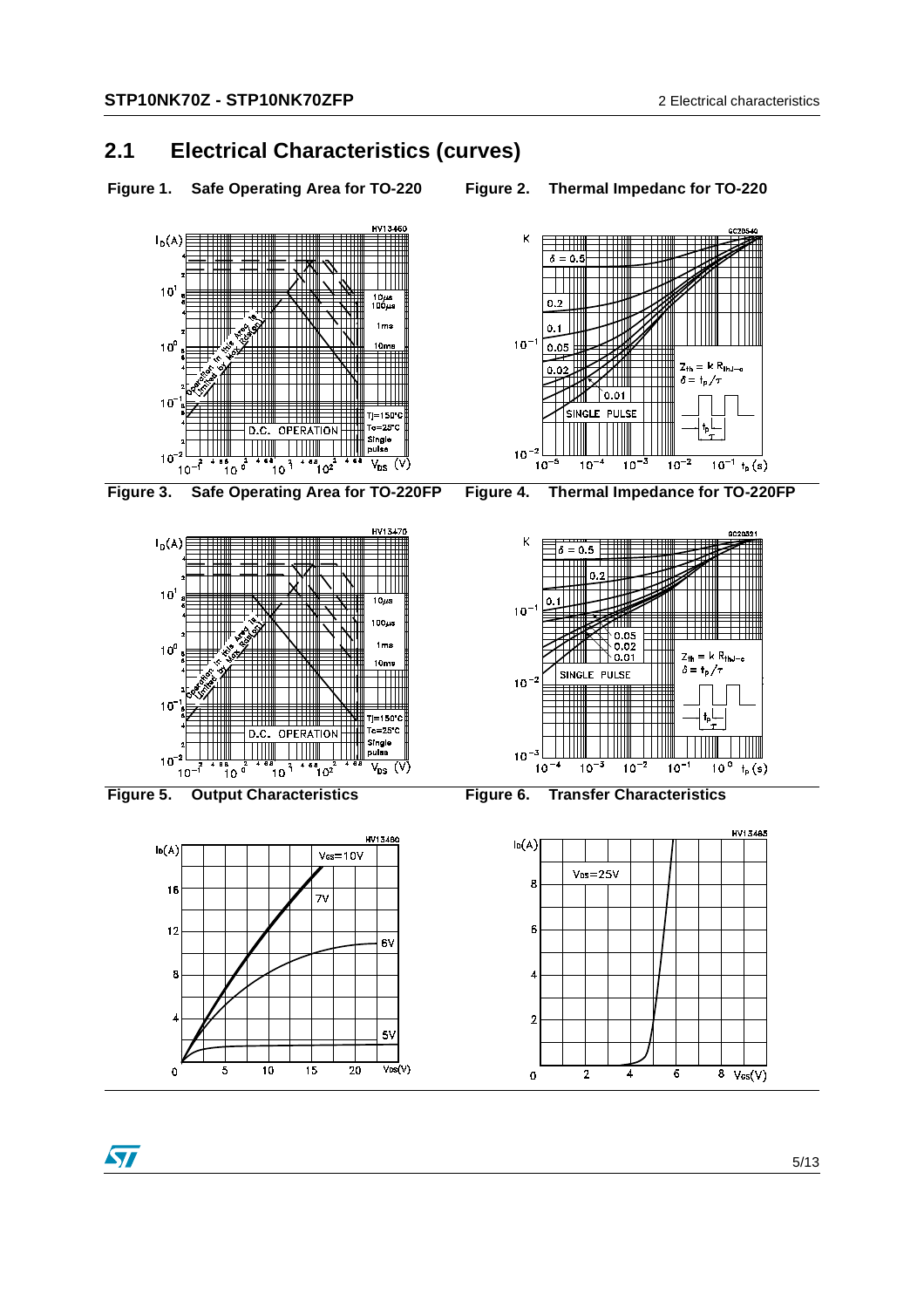## 2.1 Electrical Characteristics (curves)

Figure 1. Safe Operating Area for TO-220

Figure 2. Thermal Impedanc for TO-220

Figure 3. Safe Operating Area for TO-220FP

Figure 4. Thermal Impedance for TO-220FP

Figure 5. Output Characteristics

Figure 6. Transfer Characteristics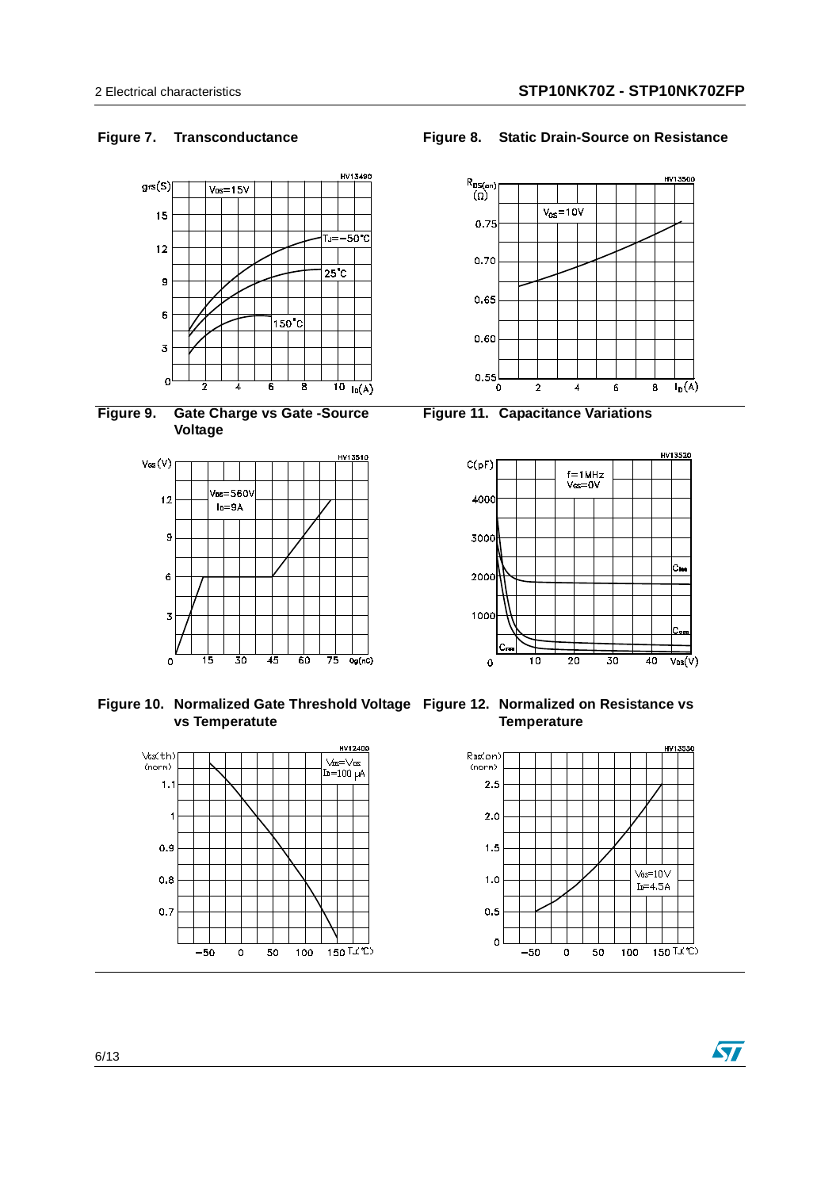**Figure 7. Transconductance**

**Figure 8. Static Drain-Source on Resistance**

**Figure 9. Gate Charge vs Gate -Source Voltage**

**Figure 11. Capacitance Variations**

**Figure 10. Normalized Gate Threshold Voltage vs Temperatute**

**Figure 12. Normalized on Resistance vs Temperature**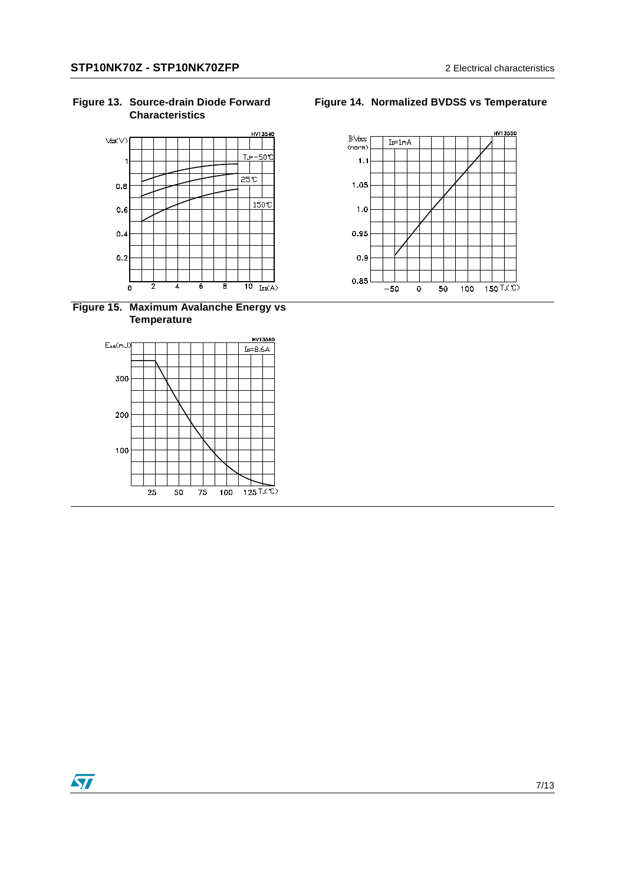**Figure 13. Source-drain Diode Forward Characteristics**

**Figure 14. Normalized BVDSS vs Temperature**

**Figure 15. Maximum Avalanche Energy vs Temperature**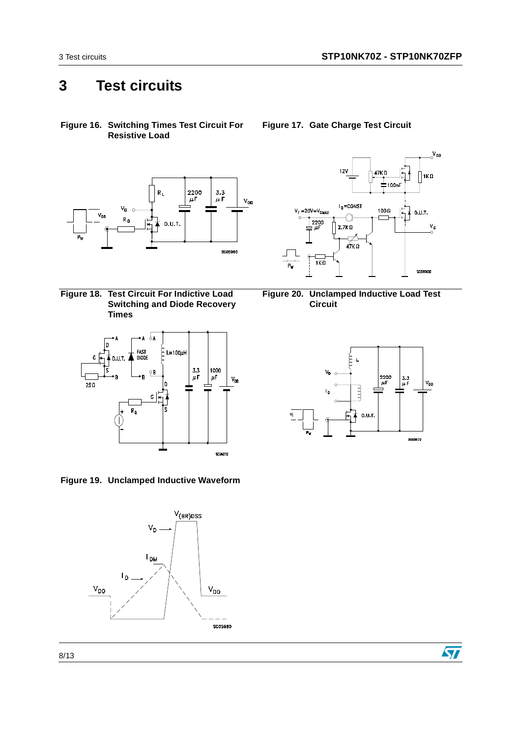# 3 Test circuits

**Figure 16. Switching Times Test Circuit For Resistive Load**

**Figure 17. Gate Charge Test Circuit**

**Figure 18. Test Circuit For Indictive Load Switching and Diode Recovery Times**

**Figure 20. Unclamped Inductive Load Test Circuit**

**Figure 19. Unclamped Inductive Waveform**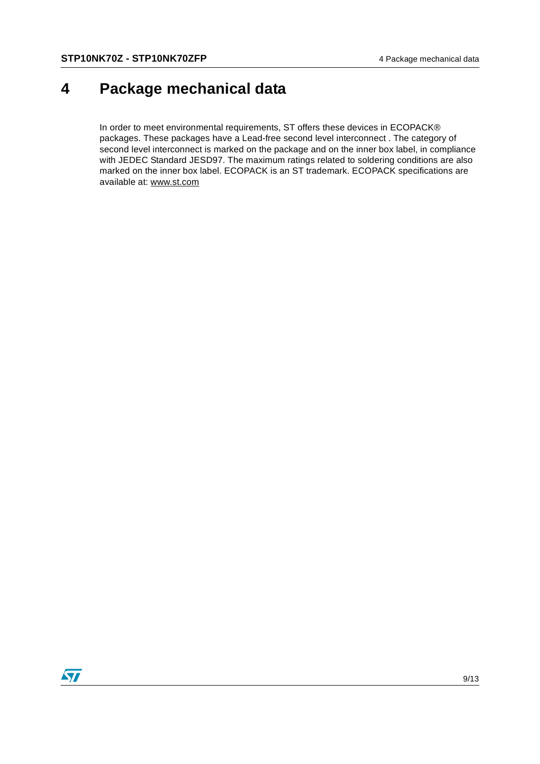# 4 Package mechanical data

In order to meet environmental requirements, ST offers these devices in ECOPACK® packages. These packages have a Lead-free second level interconnect . The category of second level interconnect is marked on the package and on the inner box label, in compliance with JEDEC Standard JESD97. The maximum ratings related to soldering conditions are also marked on the inner box label. ECOPACK is an ST trademark. ECOPACK specifications are available at: www.st.com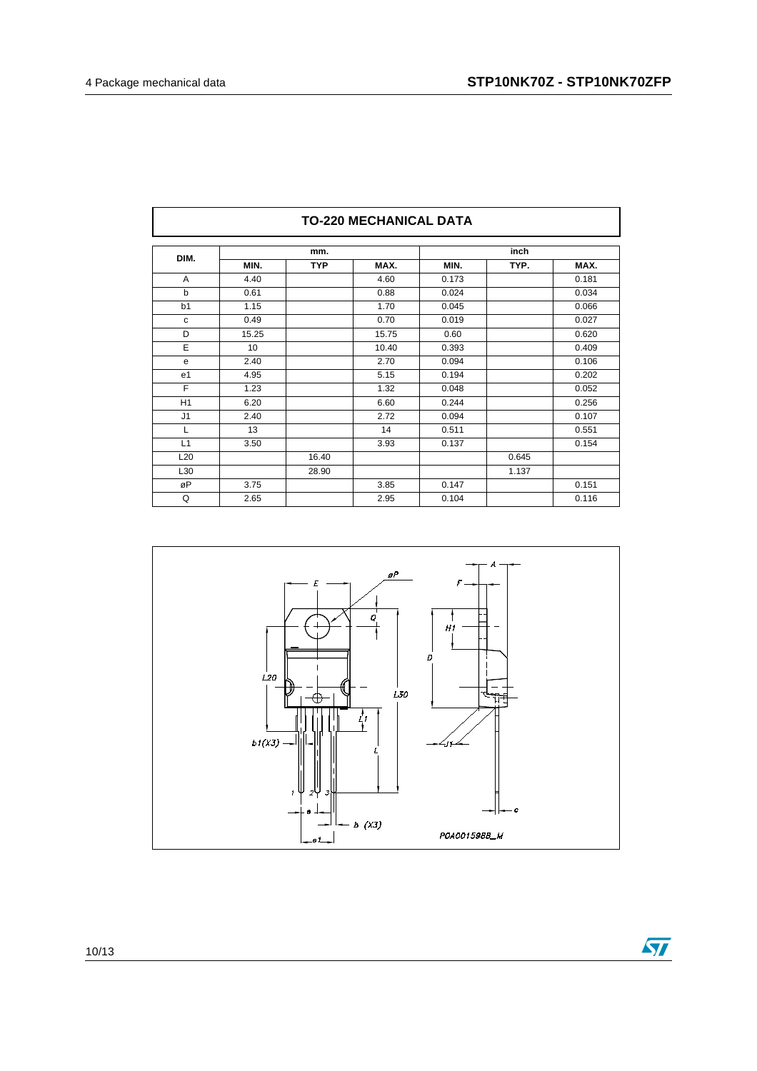## TO-220 MECHANICAL DATA

| DIM. | mm. | | | inch | | |
|---|---|---|---|---|---|---|
| | MIN. | TYP | MAX. | MIN. | TYP. | MAX. |
| A | 4.40 | | 4.60 | 0.173 | | 0.181 |
| b | 0.61 | | 0.88 | 0.024 | | 0.034 |
| b1 | 1.15 | | 1.70 | 0.045 | | 0.066 |
| c | 0.49 | | 0.70 | 0.019 | | 0.027 |
| D | 15.25 | | 15.75 | 0.60 | | 0.620 |
| E | 10 | | 10.40 | 0.393 | | 0.409 |
| e | 2.40 | | 2.70 | 0.094 | | 0.106 |
| e1 | 4.95 | | 5.15 | 0.194 | | 0.202 |
| F | 1.23 | | 1.32 | 0.048 | | 0.052 |
| H1 | 6.20 | | 6.60 | 0.244 | | 0.256 |
| J1 | 2.40 | | 2.72 | 0.094 | | 0.107 |
| L | 13 | | 14 | 0.511 | | 0.551 |
| L1 | 3.50 | | 3.93 | 0.137 | | 0.154 |
| L20 | | 16.40 | | | 0.645 | |
| L30 | | 28.90 | | | 1.137 | |
| øP | 3.75 | | 3.85 | 0.147 | | 0.151 |
| Q | 2.65 | | 2.95 | 0.104 | | 0.116 |

P0A001598B_M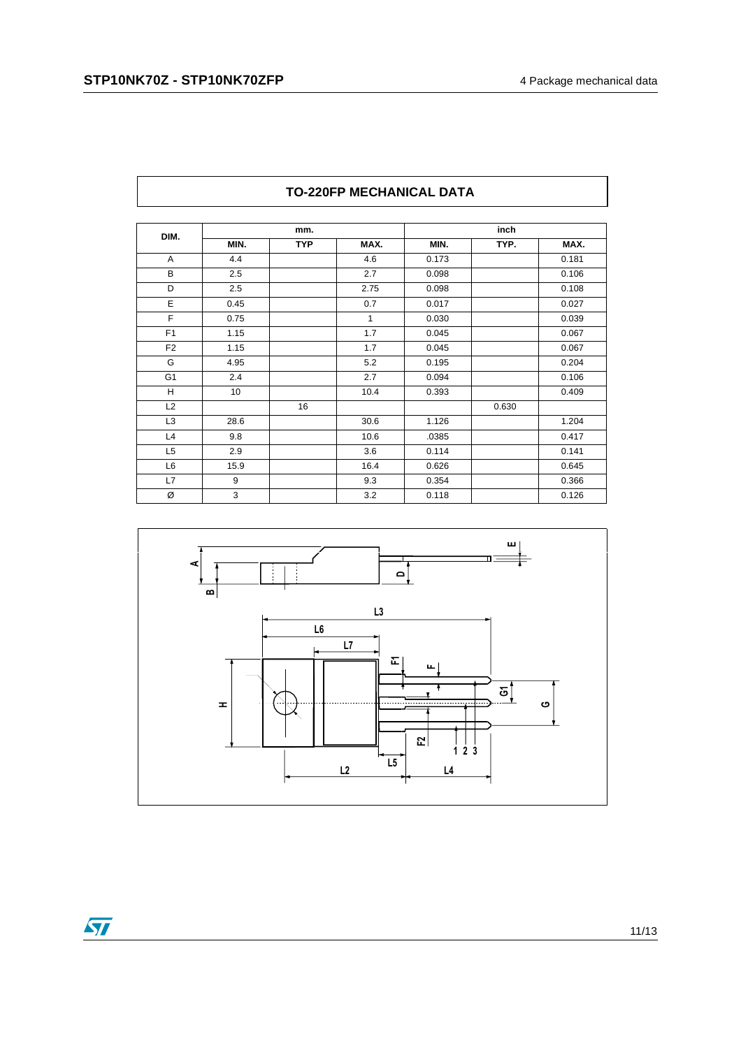## TO-220FP MECHANICAL DATA

| DIM. | mm. | | | inch | | |
|---|---|---|---|---|---|---|
| | MIN. | TYP | MAX. | MIN. | TYP. | MAX. |
| A | 4.4 | | 4.6 | 0.173 | | 0.181 |
| B | 2.5 | | 2.7 | 0.098 | | 0.106 |
| D | 2.5 | | 2.75 | 0.098 | | 0.108 |
| E | 0.45 | | 0.7 | 0.017 | | 0.027 |
| F | 0.75 | | 1 | 0.030 | | 0.039 |
| F1 | 1.15 | | 1.7 | 0.045 | | 0.067 |
| F2 | 1.15 | | 1.7 | 0.045 | | 0.067 |
| G | 4.95 | | 5.2 | 0.195 | | 0.204 |
| G1 | 2.4 | | 2.7 | 0.094 | | 0.106 |
| H | 10 | | 10.4 | 0.393 | | 0.409 |
| L2 | | 16 | | | 0.630 | |
| L3 | 28.6 | | 30.6 | 1.126 | | 1.204 |
| L4 | 9.8 | | 10.6 | .0385 | | 0.417 |
| L5 | 2.9 | | 3.6 | 0.114 | | 0.141 |
| L6 | 15.9 | | 16.4 | 0.626 | | 0.645 |
| L7 | 9 | | 9.3 | 0.354 | | 0.366 |
| Ø | 3 | | 3.2 | 0.118 | | 0.126 |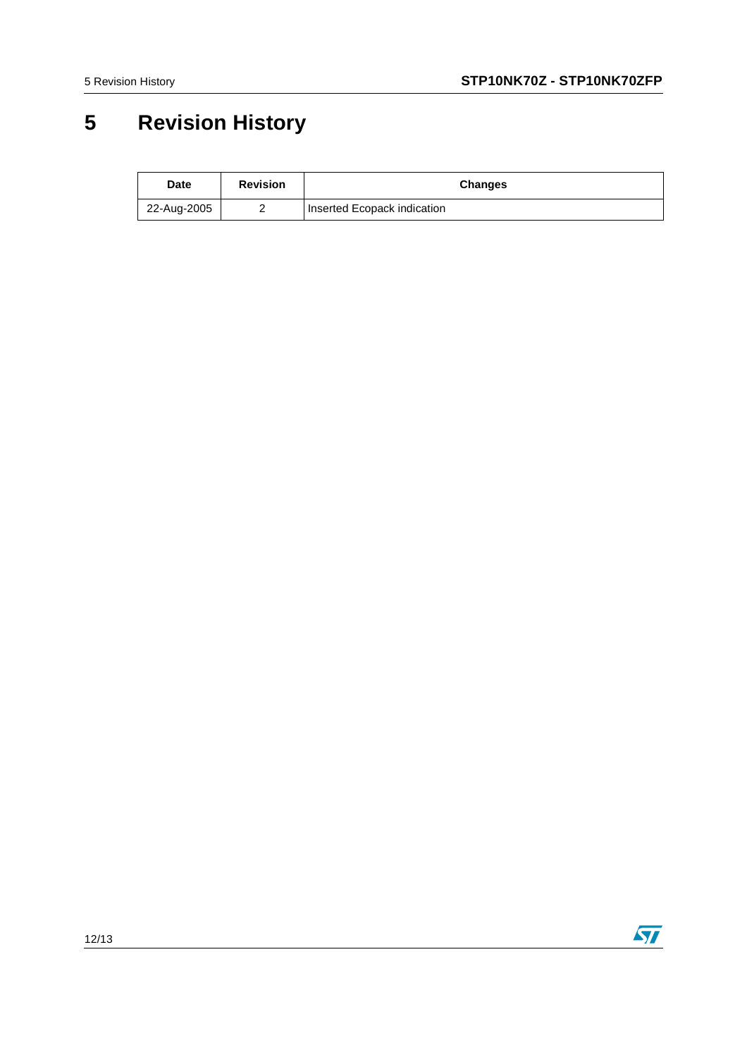# 5 Revision History

| Date | Revision | Changes |
|---|---|---|
| 22-Aug-2005 | 2 | Inserted Ecopack indication |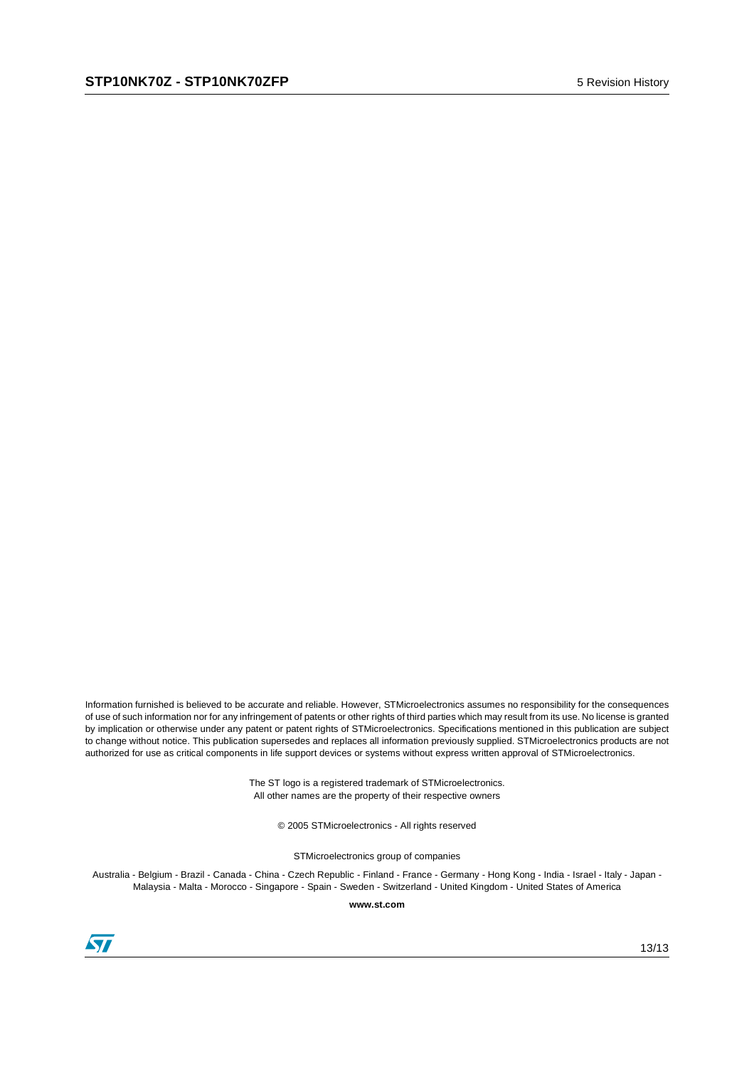Information furnished is believed to be accurate and reliable. However, STMicroelectronics assumes no responsibility for the consequences of use of such information nor for any infringement of patents or other rights of third parties which may result from its use. No license is granted by implication or otherwise under any patent or patent rights of STMicroelectronics. Specifications mentioned in this publication are subject to change without notice. This publication supersedes and replaces all information previously supplied. STMicroelectronics products are not authorized for use as critical components in life support devices or systems without express written approval of STMicroelectronics.

The ST logo is a registered trademark of STMicroelectronics.
All other names are the property of their respective owners

© 2005 STMicroelectronics - All rights reserved

STMicroelectronics group of companies

Australia - Belgium - Brazil - Canada - China - Czech Republic - Finland - France - Germany - Hong Kong - India - Israel - Italy - Japan - Malaysia - Malta - Morocco - Singapore - Spain - Sweden - Switzerland - United Kingdom - United States of America

**www.st.com**